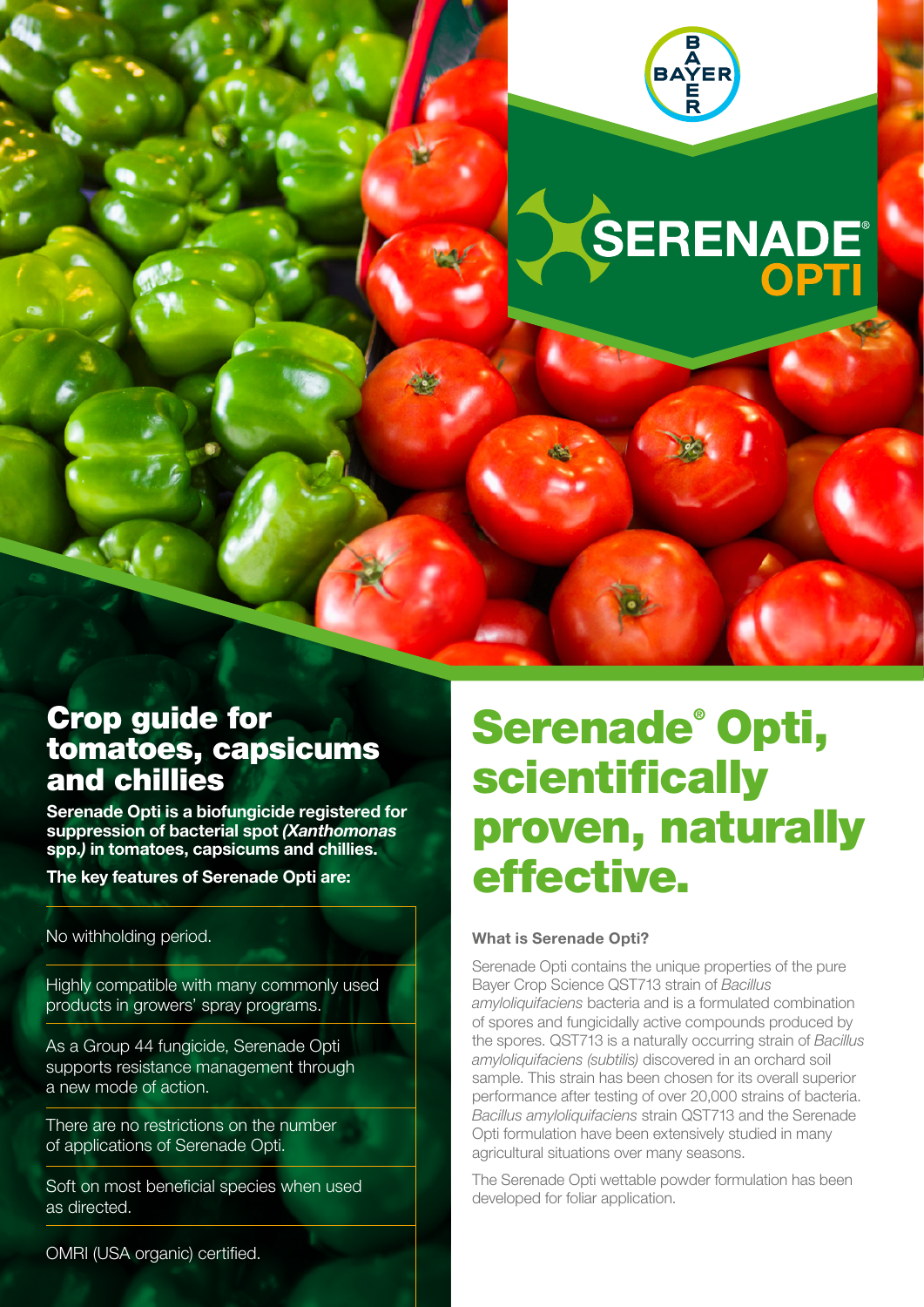# SERENADE® OPTI

## Crop guide for tomatoes, capsicums and chillies

**Serenade Opti is a biofungicide registered for suppression of bacterial spot *(Xanthomonas* spp.*)* in tomatoes, capsicums and chillies.**

**The key features of Serenade Opti are:**

- No withholding period.
- Highly compatible with many commonly used products in growers' spray programs.
- As a Group 44 fungicide, Serenade Opti supports resistance management through a new mode of action.
- There are no restrictions on the number of applications of Serenade Opti.
- Soft on most beneficial species when used as directed.
- OMRI (USA organic) certified.

# Serenade® Opti, scientifically proven, naturally effective.

### What is Serenade Opti?

Serenade Opti contains the unique properties of the pure Bayer Crop Science QST713 strain of *Bacillus amyloliquifaciens* bacteria and is a formulated combination of spores and fungicidally active compounds produced by the spores. QST713 is a naturally occurring strain of *Bacillus amyloliquifaciens (subtilis)* discovered in an orchard soil sample. This strain has been chosen for its overall superior performance after testing of over 20,000 strains of bacteria. *Bacillus amyloliquifaciens* strain QST713 and the Serenade Opti formulation have been extensively studied in many agricultural situations over many seasons.

The Serenade Opti wettable powder formulation has been developed for foliar application.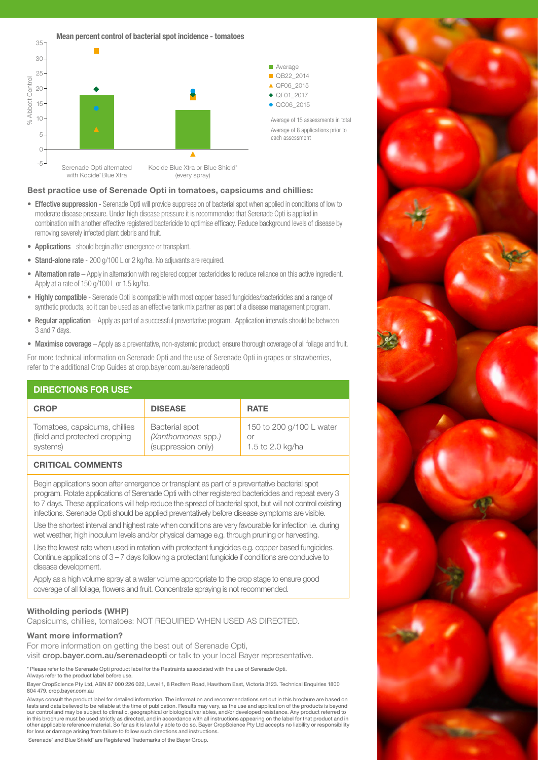**Mean percent control of bacterial spot incidence - tomatoes**

% Abbott Control

35
30
25
20
15
10
5
0
-5

Serenade Opti alternated with Kocide® Blue Xtra

Kocide Blue Xtra or Blue Shield® (every spray)

Average
QB22_2014
QF06_2015
QF01_2017
QC06_2015

Average of 15 assessments in total
Average of 8 applications prior to each assessment

### Best practice use of Serenade Opti in tomatoes, capsicums and chillies:

- **Effective suppression** - Serenade Opti will provide suppression of bacterial spot when applied in conditions of low to moderate disease pressure. Under high disease pressure it is recommended that Serenade Opti is applied in combination with another effective registered bactericide to optimise efficacy. Reduce background levels of disease by removing severely infected plant debris and fruit.
- **Applications** - should begin after emergence or transplant.
- **Stand-alone rate** - 200 g/100 L or 2 kg/ha. No adjuvants are required.
- **Alternation rate** – Apply in alternation with registered copper bactericides to reduce reliance on this active ingredient. Apply at a rate of 150 g/100 L or 1.5 kg/ha.
- **Highly compatible** - Serenade Opti is compatible with most copper based fungicides/bactericides and a range of synthetic products, so it can be used as an effective tank mix partner as part of a disease management program.
- **Regular application** – Apply as part of a successful preventative program. Application intervals should be between 3 and 7 days.
- **Maximise coverage** – Apply as a preventative, non-systemic product; ensure thorough coverage of all foliage and fruit.

For more technical information on Serenade Opti and the use of Serenade Opti in grapes or strawberries, refer to the additional Crop Guides at crop.bayer.com.au/serenadeopti

## DIRECTIONS FOR USE*

| CROP | DISEASE | RATE |
|---|---|---|
| Tomatoes, capsicums, chillies (field and protected cropping systems) | Bacterial spot *(Xanthomonas spp.)* (suppression only) | 150 to 200 g/100 L water or 1.5 to 2.0 kg/ha |

### CRITICAL COMMENTS

Begin applications soon after emergence or transplant as part of a preventative bacterial spot program. Rotate applications of Serenade Opti with other registered bactericides and repeat every 3 to 7 days. These applications will help reduce the spread of bacterial spot, but will not control existing infections. Serenade Opti should be applied preventatively before disease symptoms are visible.

Use the shortest interval and highest rate when conditions are very favourable for infection i.e. during wet weather, high inoculum levels and/or physical damage e.g. through pruning or harvesting.

Use the lowest rate when used in rotation with protectant fungicides e.g. copper based fungicides. Continue applications of 3 – 7 days following a protectant fungicide if conditions are conducive to disease development.

Apply as a high volume spray at a water volume appropriate to the crop stage to ensure good coverage of all foliage, flowers and fruit. Concentrate spraying is not recommended.

### Witholding periods (WHP)

Capsicums, chillies, tomatoes: NOT REQUIRED WHEN USED AS DIRECTED.

### Want more information?

For more information on getting the best out of Serenade Opti, visit **crop.bayer.com.au/serenadeopti** or talk to your local Bayer representative.

\* Please refer to the Serenade Opti product label for the Restraints associated with the use of Serenade Opti. Always refer to the product label before use.

Bayer CropScience Pty Ltd, ABN 87 000 226 022, Level 1, 8 Redfern Road, Hawthorn East, Victoria 3123. Technical Enquiries 1800 804 479. crop.bayer.com.au

Always consult the product label for detailed information. The information and recommendations set out in this brochure are based on tests and data believed to be reliable at the time of publication. Results may vary, as the use and application of the products is beyond our control and may be subject to climatic, geographical or biological variables, and/or developed resistance. Any product referred to in this brochure must be used strictly as directed, and in accordance with all instructions appearing on the label for that product and in other applicable reference material. So far as it is lawfully able to do so, Bayer CropScience Pty Ltd accepts no liability or responsibility for loss or damage arising from failure to follow such directions and instructions.

Serenade® and Blue Shield® are Registered Trademarks of the Bayer Group.